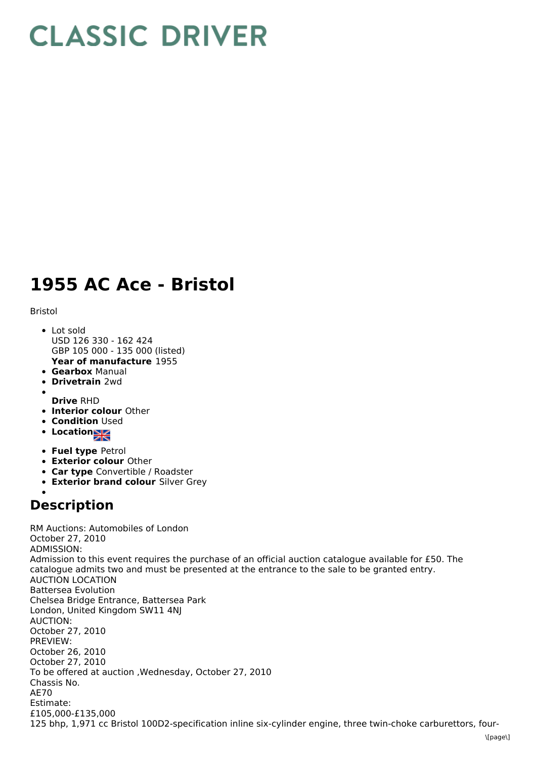# CLASSIC DRIVER

# 1955 AC Ace - Bristol

Bristol

- Lot sold
  USD 126 330 - 162 424
  GBP 105 000 - 135 000 (listed)
  **Year of manufacture** 1955
- **Gearbox** Manual
- **Drivetrain** 2wd
- 
  **Drive** RHD
- **Interior colour** Other
- **Condition** Used
- **Location**
- **Fuel type** Petrol
- **Exterior colour** Other
- **Car type** Convertible / Roadster
- **Exterior brand colour** Silver Grey
- 

## Description

RM Auctions: Automobiles of London
October 27, 2010
ADMISSION:
Admission to this event requires the purchase of an official auction catalogue available for £50. The catalogue admits two and must be presented at the entrance to the sale to be granted entry.
AUCTION LOCATION
Battersea Evolution
Chelsea Bridge Entrance, Battersea Park
London, United Kingdom SW11 4NJ
AUCTION:
October 27, 2010
PREVIEW:
October 26, 2010
October 27, 2010
To be offered at auction ,Wednesday, October 27, 2010
Chassis No.
AE70
Estimate:
£105,000-£135,000
125 bhp, 1,971 cc Bristol 100D2-specification inline six-cylinder engine, three twin-choke carburettors, four-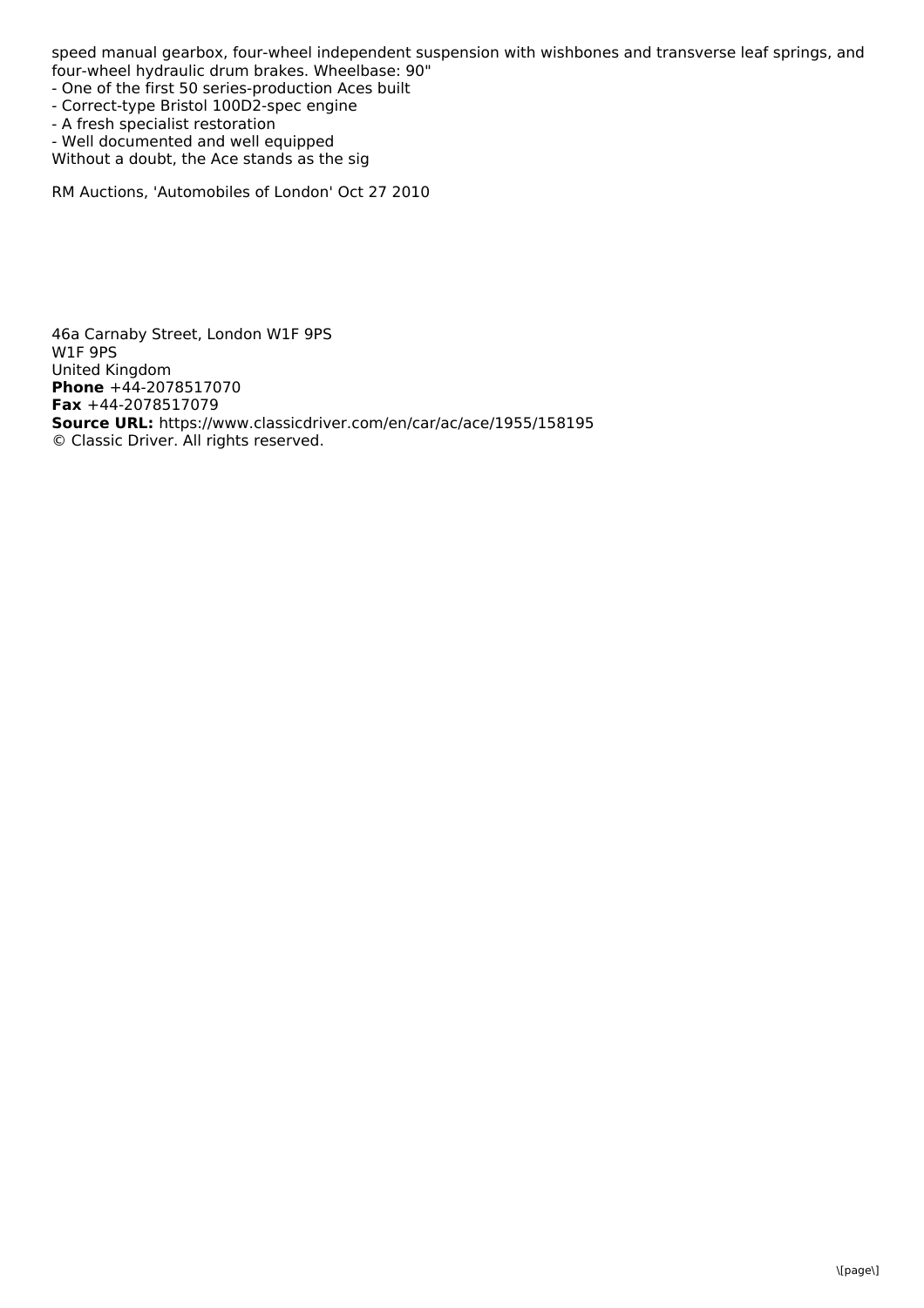speed manual gearbox, four-wheel independent suspension with wishbones and transverse leaf springs, and four-wheel hydraulic drum brakes. Wheelbase: 90"

- One of the first 50 series-production Aces built
- Correct-type Bristol 100D2-spec engine
- A fresh specialist restoration
- Well documented and well equipped

Without a doubt, the Ace stands as the sig

RM Auctions, 'Automobiles of London' Oct 27 2010

46a Carnaby Street, London W1F 9PS
W1F 9PS
United Kingdom
**Phone** +44-2078517070
**Fax** +44-2078517079
**Source URL:** https://www.classicdriver.com/en/car/ac/ace/1955/158195
© Classic Driver. All rights reserved.